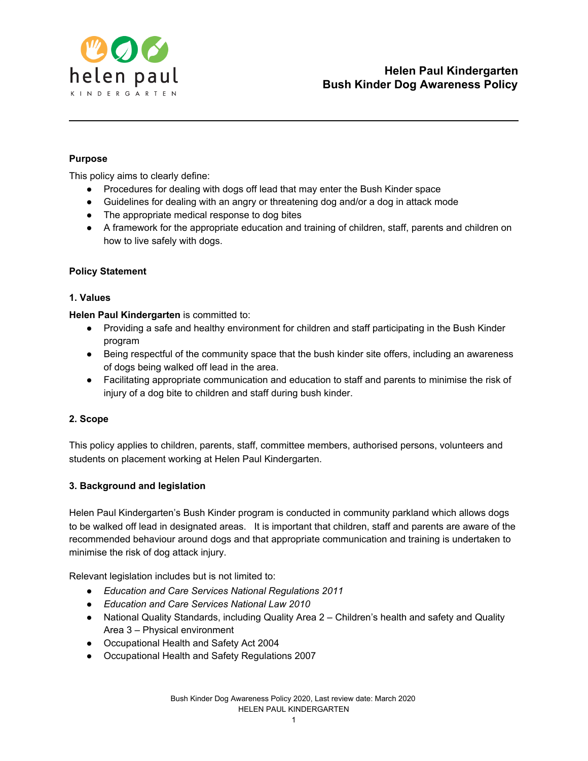# Helen Paul Kindergarten
# Bush Kinder Dog Awareness Policy

**Purpose**

This policy aims to clearly define:

- Procedures for dealing with dogs off lead that may enter the Bush Kinder space
- Guidelines for dealing with an angry or threatening dog and/or a dog in attack mode
- The appropriate medical response to dog bites
- A framework for the appropriate education and training of children, staff, parents and children on how to live safely with dogs.

**Policy Statement**

**1. Values**

**Helen Paul Kindergarten** is committed to:

- Providing a safe and healthy environment for children and staff participating in the Bush Kinder program
- Being respectful of the community space that the bush kinder site offers, including an awareness of dogs being walked off lead in the area.
- Facilitating appropriate communication and education to staff and parents to minimise the risk of injury of a dog bite to children and staff during bush kinder.

**2. Scope**

This policy applies to children, parents, staff, committee members, authorised persons, volunteers and students on placement working at Helen Paul Kindergarten.

**3. Background and legislation**

Helen Paul Kindergarten's Bush Kinder program is conducted in community parkland which allows dogs to be walked off lead in designated areas. It is important that children, staff and parents are aware of the recommended behaviour around dogs and that appropriate communication and training is undertaken to minimise the risk of dog attack injury.

Relevant legislation includes but is not limited to:

- *Education and Care Services National Regulations 2011*
- *Education and Care Services National Law 2010*
- National Quality Standards, including Quality Area 2 – Children's health and safety and Quality Area 3 – Physical environment
- Occupational Health and Safety Act 2004
- Occupational Health and Safety Regulations 2007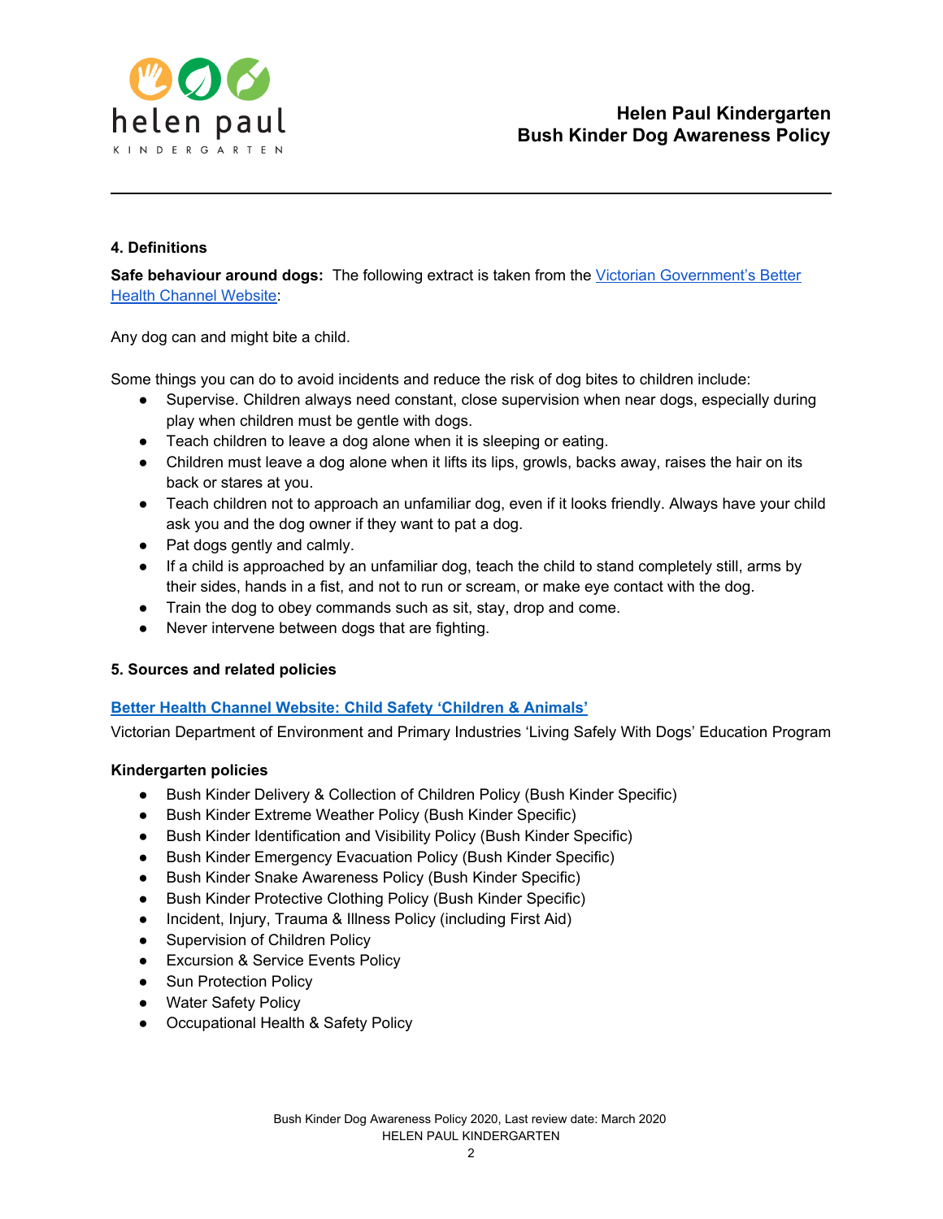### 4. Definitions

**Safe behaviour around dogs:** The following extract is taken from the [Victorian Government's Better Health Channel Website]:

Any dog can and might bite a child.

Some things you can do to avoid incidents and reduce the risk of dog bites to children include:

- Supervise. Children always need constant, close supervision when near dogs, especially during play when children must be gentle with dogs.
- Teach children to leave a dog alone when it is sleeping or eating.
- Children must leave a dog alone when it lifts its lips, growls, backs away, raises the hair on its back or stares at you.
- Teach children not to approach an unfamiliar dog, even if it looks friendly. Always have your child ask you and the dog owner if they want to pat a dog.
- Pat dogs gently and calmly.
- If a child is approached by an unfamiliar dog, teach the child to stand completely still, arms by their sides, hands in a fist, and not to run or scream, or make eye contact with the dog.
- Train the dog to obey commands such as sit, stay, drop and come.
- Never intervene between dogs that are fighting.

### 5. Sources and related policies

**Better Health Channel Website: Child Safety 'Children & Animals'**

Victorian Department of Environment and Primary Industries 'Living Safely With Dogs' Education Program

**Kindergarten policies**

- Bush Kinder Delivery & Collection of Children Policy (Bush Kinder Specific)
- Bush Kinder Extreme Weather Policy (Bush Kinder Specific)
- Bush Kinder Identification and Visibility Policy (Bush Kinder Specific)
- Bush Kinder Emergency Evacuation Policy (Bush Kinder Specific)
- Bush Kinder Snake Awareness Policy (Bush Kinder Specific)
- Bush Kinder Protective Clothing Policy (Bush Kinder Specific)
- Incident, Injury, Trauma & Illness Policy (including First Aid)
- Supervision of Children Policy
- Excursion & Service Events Policy
- Sun Protection Policy
- Water Safety Policy
- Occupational Health & Safety Policy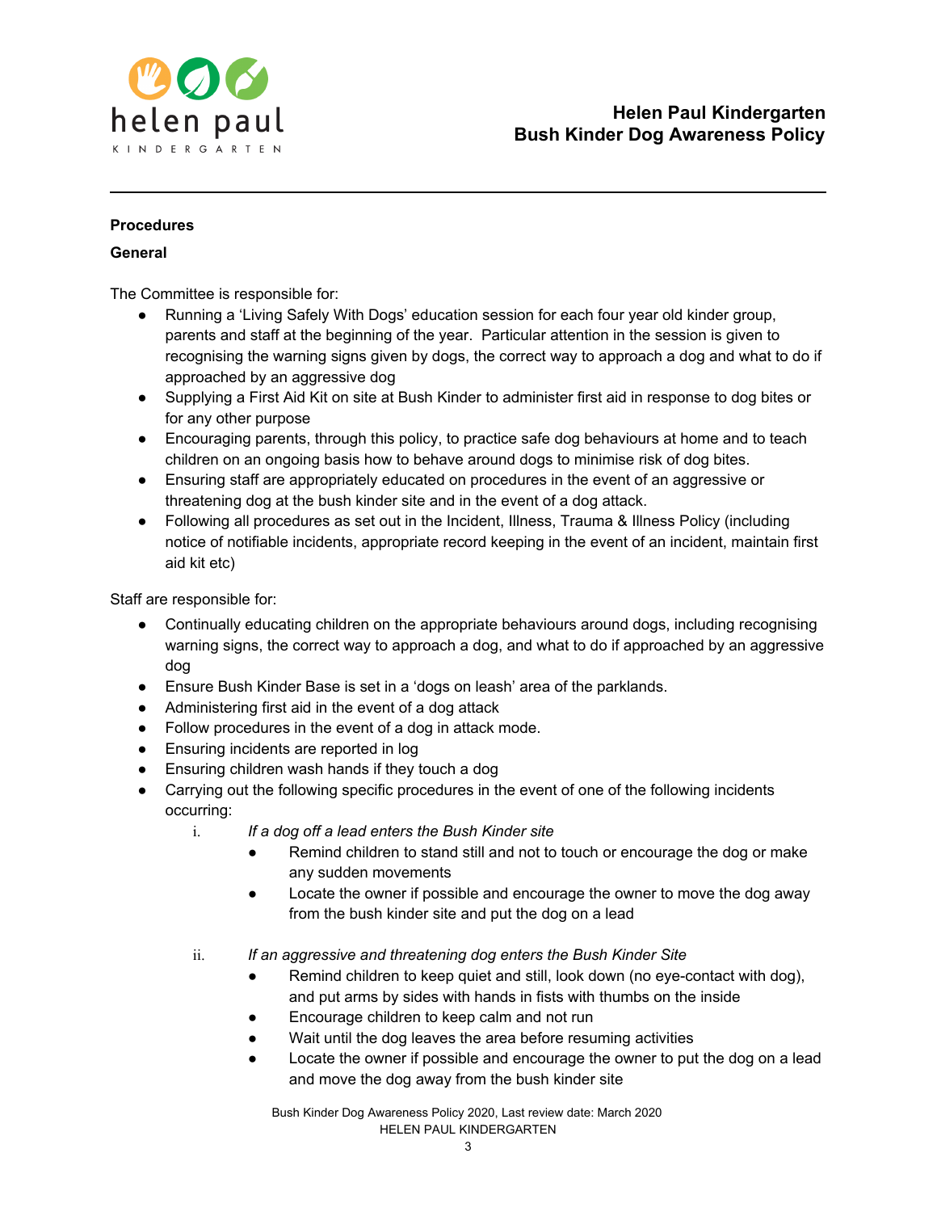**Procedures**

**General**

The Committee is responsible for:

- Running a 'Living Safely With Dogs' education session for each four year old kinder group, parents and staff at the beginning of the year. Particular attention in the session is given to recognising the warning signs given by dogs, the correct way to approach a dog and what to do if approached by an aggressive dog
- Supplying a First Aid Kit on site at Bush Kinder to administer first aid in response to dog bites or for any other purpose
- Encouraging parents, through this policy, to practice safe dog behaviours at home and to teach children on an ongoing basis how to behave around dogs to minimise risk of dog bites.
- Ensuring staff are appropriately educated on procedures in the event of an aggressive or threatening dog at the bush kinder site and in the event of a dog attack.
- Following all procedures as set out in the Incident, Illness, Trauma & Illness Policy (including notice of notifiable incidents, appropriate record keeping in the event of an incident, maintain first aid kit etc)

Staff are responsible for:

- Continually educating children on the appropriate behaviours around dogs, including recognising warning signs, the correct way to approach a dog, and what to do if approached by an aggressive dog
- Ensure Bush Kinder Base is set in a 'dogs on leash' area of the parklands.
- Administering first aid in the event of a dog attack
- Follow procedures in the event of a dog in attack mode.
- Ensuring incidents are reported in log
- Ensuring children wash hands if they touch a dog
- Carrying out the following specific procedures in the event of one of the following incidents occurring:
  i. *If a dog off a lead enters the Bush Kinder site*
     - Remind children to stand still and not to touch or encourage the dog or make any sudden movements
     - Locate the owner if possible and encourage the owner to move the dog away from the bush kinder site and put the dog on a lead

  ii. *If an aggressive and threatening dog enters the Bush Kinder Site*
     - Remind children to keep quiet and still, look down (no eye-contact with dog), and put arms by sides with hands in fists with thumbs on the inside
     - Encourage children to keep calm and not run
     - Wait until the dog leaves the area before resuming activities
     - Locate the owner if possible and encourage the owner to put the dog on a lead and move the dog away from the bush kinder site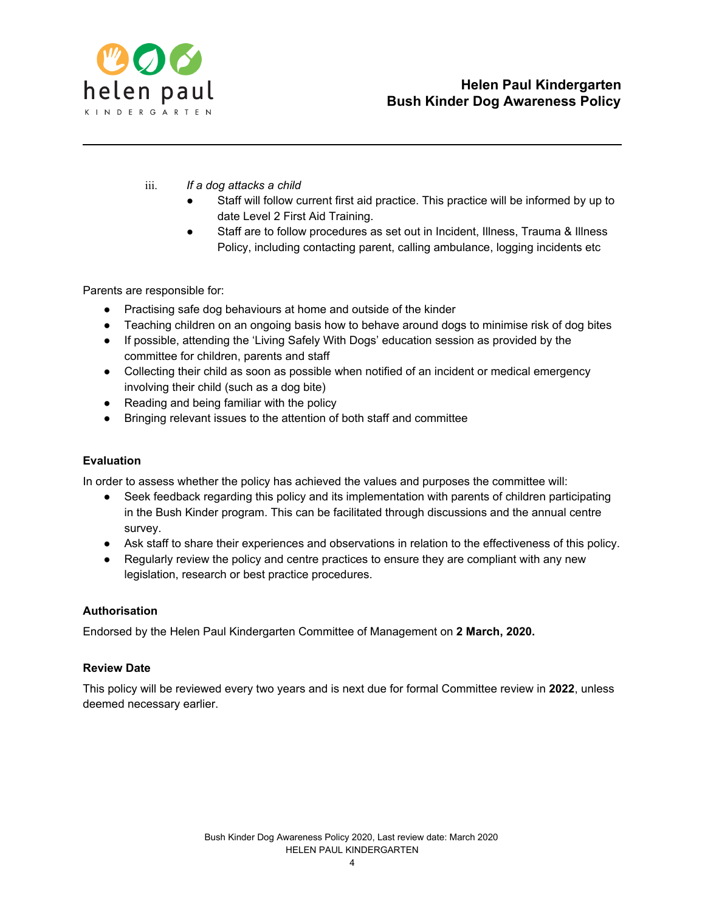iii. *If a dog attacks a child*

- Staff will follow current first aid practice. This practice will be informed by up to date Level 2 First Aid Training.
- Staff are to follow procedures as set out in Incident, Illness, Trauma & Illness Policy, including contacting parent, calling ambulance, logging incidents etc

Parents are responsible for:

- Practising safe dog behaviours at home and outside of the kinder
- Teaching children on an ongoing basis how to behave around dogs to minimise risk of dog bites
- If possible, attending the 'Living Safely With Dogs' education session as provided by the committee for children, parents and staff
- Collecting their child as soon as possible when notified of an incident or medical emergency involving their child (such as a dog bite)
- Reading and being familiar with the policy
- Bringing relevant issues to the attention of both staff and committee

**Evaluation**

In order to assess whether the policy has achieved the values and purposes the committee will:

- Seek feedback regarding this policy and its implementation with parents of children participating in the Bush Kinder program. This can be facilitated through discussions and the annual centre survey.
- Ask staff to share their experiences and observations in relation to the effectiveness of this policy.
- Regularly review the policy and centre practices to ensure they are compliant with any new legislation, research or best practice procedures.

**Authorisation**

Endorsed by the Helen Paul Kindergarten Committee of Management on **2 March, 2020.**

**Review Date**

This policy will be reviewed every two years and is next due for formal Committee review in **2022**, unless deemed necessary earlier.